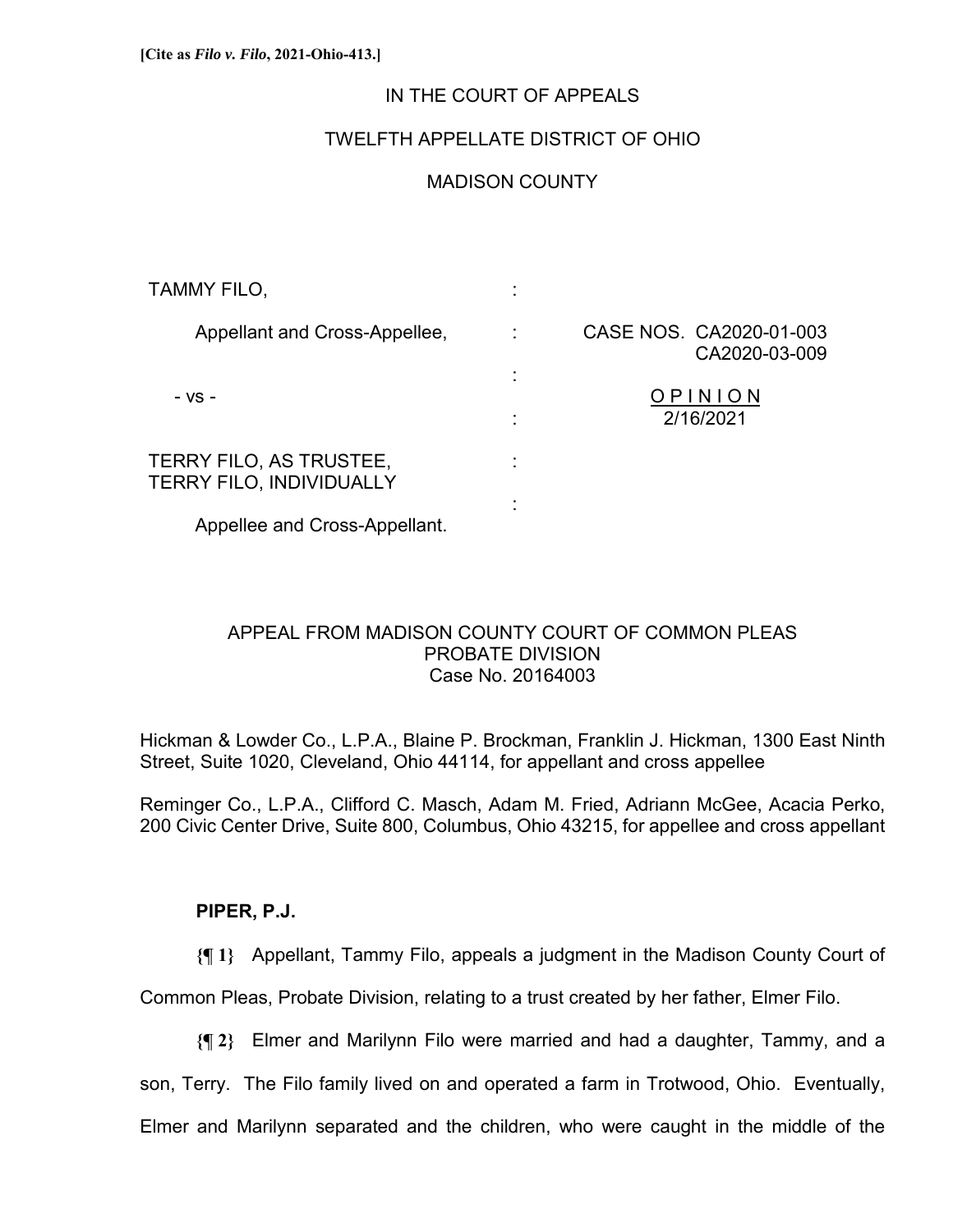**[Cite as *Filo v. Filo*, 2021-Ohio-413.]**

IN THE COURT OF APPEALS

TWELFTH APPELLATE DISTRICT OF OHIO

MADISON COUNTY

TAMMY FILO,

Appellant and Cross-Appellee,

- vs -

TERRY FILO, AS TRUSTEE,
TERRY FILO, INDIVIDUALLY

Appellee and Cross-Appellant.

CASE NOS. CA2020-01-003
CA2020-03-009

OPINION
2/16/2021

APPEAL FROM MADISON COUNTY COURT OF COMMON PLEAS
PROBATE DIVISION
Case No. 20164003

Hickman & Lowder Co., L.P.A., Blaine P. Brockman, Franklin J. Hickman, 1300 East Ninth Street, Suite 1020, Cleveland, Ohio 44114, for appellant and cross appellee

Reminger Co., L.P.A., Clifford C. Masch, Adam M. Fried, Adriann McGee, Acacia Perko, 200 Civic Center Drive, Suite 800, Columbus, Ohio 43215, for appellee and cross appellant

**PIPER, P.J.**

**{¶ 1}** Appellant, Tammy Filo, appeals a judgment in the Madison County Court of Common Pleas, Probate Division, relating to a trust created by her father, Elmer Filo.

**{¶ 2}** Elmer and Marilynn Filo were married and had a daughter, Tammy, and a son, Terry. The Filo family lived on and operated a farm in Trotwood, Ohio. Eventually, Elmer and Marilynn separated and the children, who were caught in the middle of the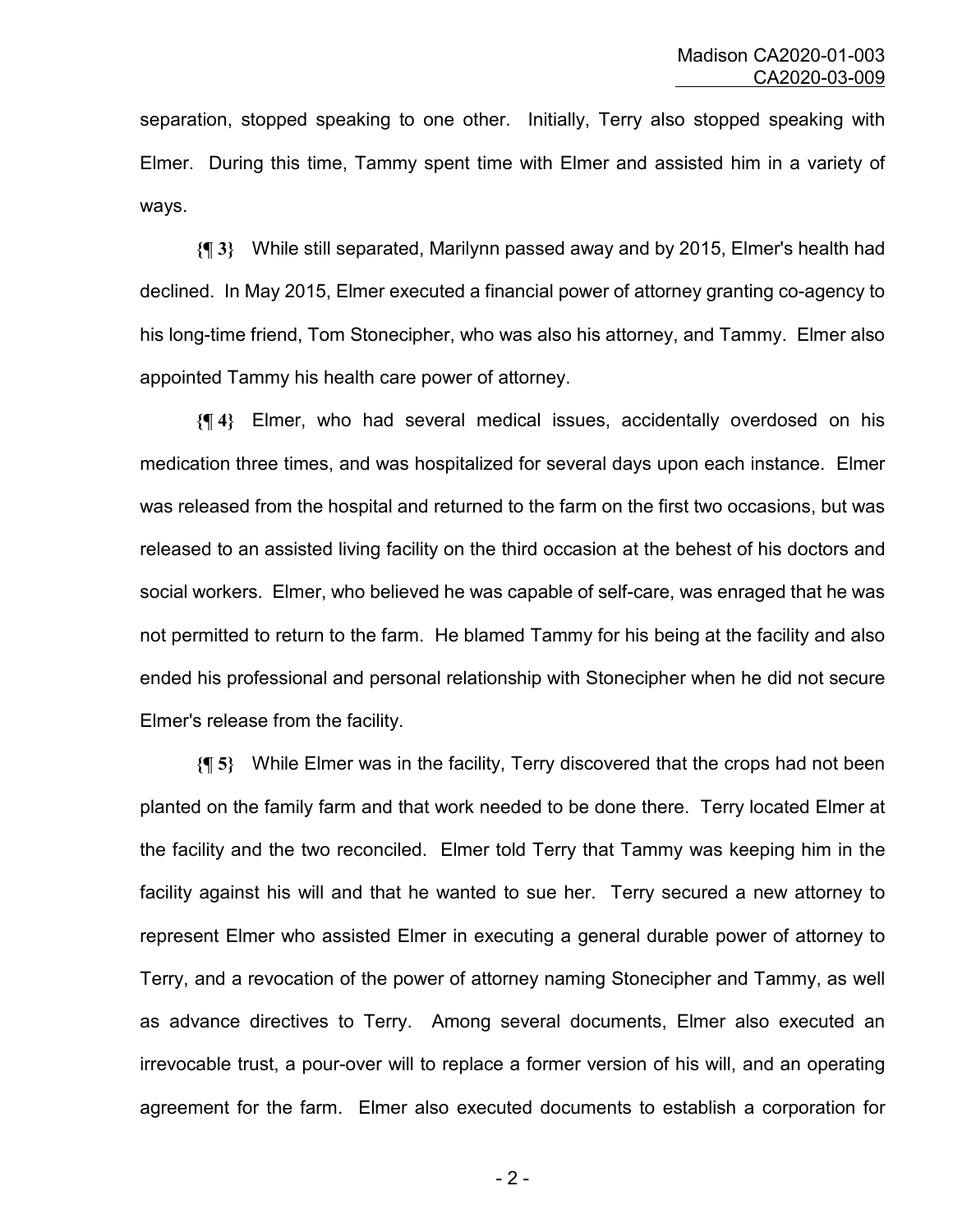separation, stopped speaking to one other. Initially, Terry also stopped speaking with Elmer. During this time, Tammy spent time with Elmer and assisted him in a variety of ways.

**{¶ 3}** While still separated, Marilynn passed away and by 2015, Elmer's health had declined. In May 2015, Elmer executed a financial power of attorney granting co-agency to his long-time friend, Tom Stonecipher, who was also his attorney, and Tammy. Elmer also appointed Tammy his health care power of attorney.

**{¶ 4}** Elmer, who had several medical issues, accidentally overdosed on his medication three times, and was hospitalized for several days upon each instance. Elmer was released from the hospital and returned to the farm on the first two occasions, but was released to an assisted living facility on the third occasion at the behest of his doctors and social workers. Elmer, who believed he was capable of self-care, was enraged that he was not permitted to return to the farm. He blamed Tammy for his being at the facility and also ended his professional and personal relationship with Stonecipher when he did not secure Elmer's release from the facility.

**{¶ 5}** While Elmer was in the facility, Terry discovered that the crops had not been planted on the family farm and that work needed to be done there. Terry located Elmer at the facility and the two reconciled. Elmer told Terry that Tammy was keeping him in the facility against his will and that he wanted to sue her. Terry secured a new attorney to represent Elmer who assisted Elmer in executing a general durable power of attorney to Terry, and a revocation of the power of attorney naming Stonecipher and Tammy, as well as advance directives to Terry. Among several documents, Elmer also executed an irrevocable trust, a pour-over will to replace a former version of his will, and an operating agreement for the farm. Elmer also executed documents to establish a corporation for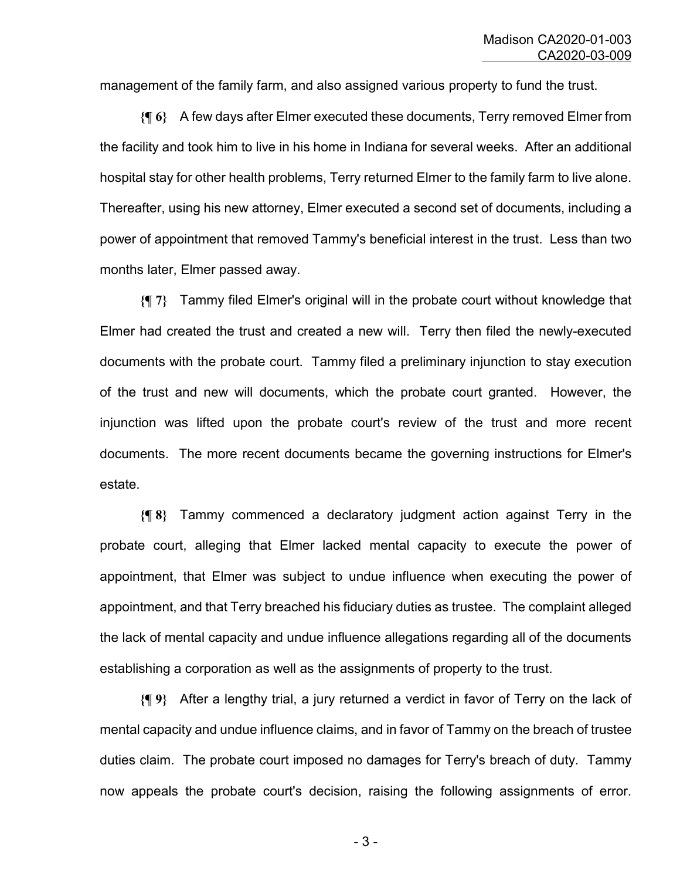management of the family farm, and also assigned various property to fund the trust.

**{¶ 6}** A few days after Elmer executed these documents, Terry removed Elmer from the facility and took him to live in his home in Indiana for several weeks. After an additional hospital stay for other health problems, Terry returned Elmer to the family farm to live alone. Thereafter, using his new attorney, Elmer executed a second set of documents, including a power of appointment that removed Tammy's beneficial interest in the trust. Less than two months later, Elmer passed away.

**{¶ 7}** Tammy filed Elmer's original will in the probate court without knowledge that Elmer had created the trust and created a new will. Terry then filed the newly-executed documents with the probate court. Tammy filed a preliminary injunction to stay execution of the trust and new will documents, which the probate court granted. However, the injunction was lifted upon the probate court's review of the trust and more recent documents. The more recent documents became the governing instructions for Elmer's estate.

**{¶ 8}** Tammy commenced a declaratory judgment action against Terry in the probate court, alleging that Elmer lacked mental capacity to execute the power of appointment, that Elmer was subject to undue influence when executing the power of appointment, and that Terry breached his fiduciary duties as trustee. The complaint alleged the lack of mental capacity and undue influence allegations regarding all of the documents establishing a corporation as well as the assignments of property to the trust.

**{¶ 9}** After a lengthy trial, a jury returned a verdict in favor of Terry on the lack of mental capacity and undue influence claims, and in favor of Tammy on the breach of trustee duties claim. The probate court imposed no damages for Terry's breach of duty. Tammy now appeals the probate court's decision, raising the following assignments of error.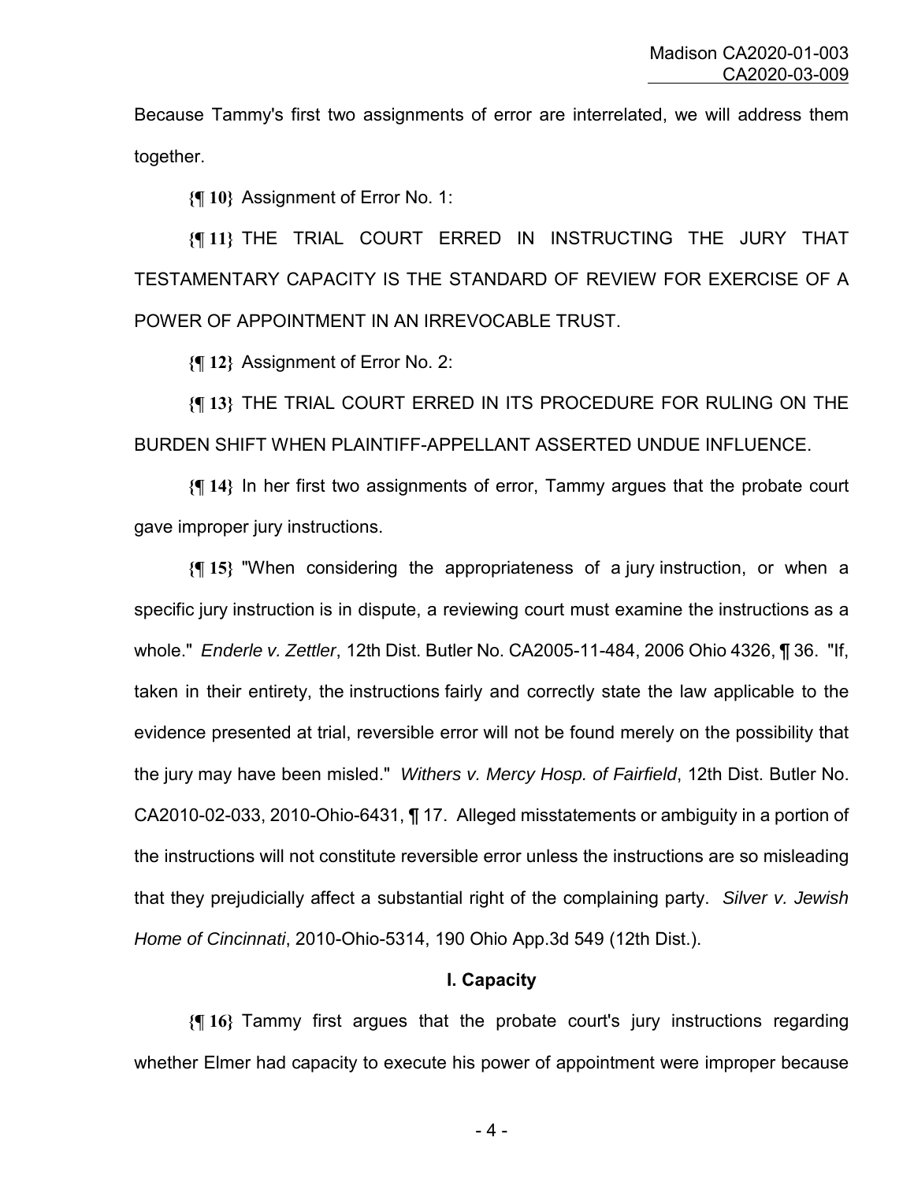Because Tammy's first two assignments of error are interrelated, we will address them together.

**{¶ 10}** Assignment of Error No. 1:

**{¶ 11}** THE TRIAL COURT ERRED IN INSTRUCTING THE JURY THAT TESTAMENTARY CAPACITY IS THE STANDARD OF REVIEW FOR EXERCISE OF A POWER OF APPOINTMENT IN AN IRREVOCABLE TRUST.

**{¶ 12}** Assignment of Error No. 2:

**{¶ 13}** THE TRIAL COURT ERRED IN ITS PROCEDURE FOR RULING ON THE BURDEN SHIFT WHEN PLAINTIFF-APPELLANT ASSERTED UNDUE INFLUENCE.

**{¶ 14}** In her first two assignments of error, Tammy argues that the probate court gave improper jury instructions.

**{¶ 15}** "When considering the appropriateness of a jury instruction, or when a specific jury instruction is in dispute, a reviewing court must examine the instructions as a whole." *Enderle v. Zettler*, 12th Dist. Butler No. CA2005-11-484, 2006 Ohio 4326, ¶ 36. "If, taken in their entirety, the instructions fairly and correctly state the law applicable to the evidence presented at trial, reversible error will not be found merely on the possibility that the jury may have been misled." *Withers v. Mercy Hosp. of Fairfield*, 12th Dist. Butler No. CA2010-02-033, 2010-Ohio-6431, ¶ 17. Alleged misstatements or ambiguity in a portion of the instructions will not constitute reversible error unless the instructions are so misleading that they prejudicially affect a substantial right of the complaining party. *Silver v. Jewish Home of Cincinnati*, 2010-Ohio-5314, 190 Ohio App.3d 549 (12th Dist.).

## I. Capacity

**{¶ 16}** Tammy first argues that the probate court's jury instructions regarding whether Elmer had capacity to execute his power of appointment were improper because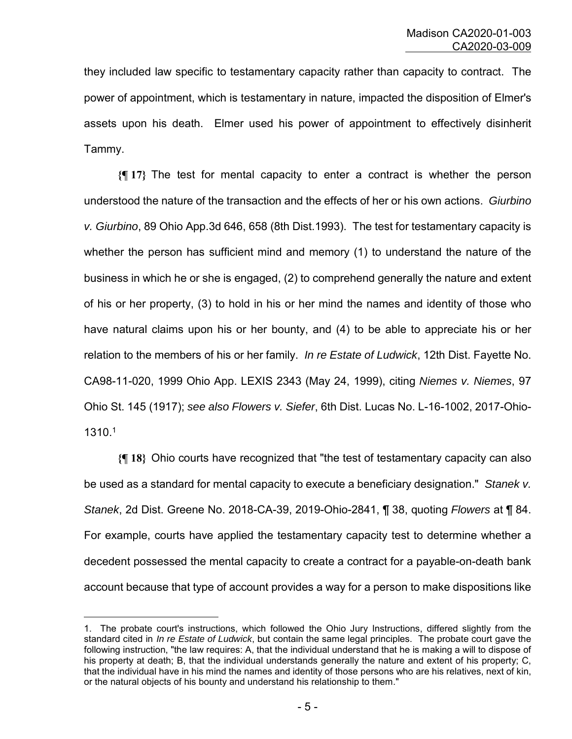they included law specific to testamentary capacity rather than capacity to contract. The power of appointment, which is testamentary in nature, impacted the disposition of Elmer's assets upon his death. Elmer used his power of appointment to effectively disinherit Tammy.

**{¶ 17}** The test for mental capacity to enter a contract is whether the person understood the nature of the transaction and the effects of her or his own actions. *Giurbino v. Giurbino*, 89 Ohio App.3d 646, 658 (8th Dist.1993). The test for testamentary capacity is whether the person has sufficient mind and memory (1) to understand the nature of the business in which he or she is engaged, (2) to comprehend generally the nature and extent of his or her property, (3) to hold in his or her mind the names and identity of those who have natural claims upon his or her bounty, and (4) to be able to appreciate his or her relation to the members of his or her family. *In re Estate of Ludwick*, 12th Dist. Fayette No. CA98-11-020, 1999 Ohio App. LEXIS 2343 (May 24, 1999), citing *Niemes v. Niemes*, 97 Ohio St. 145 (1917); *see also Flowers v. Siefer*, 6th Dist. Lucas No. L-16-1002, 2017-Ohio-1310.[1]

**{¶ 18}** Ohio courts have recognized that "the test of testamentary capacity can also be used as a standard for mental capacity to execute a beneficiary designation." *Stanek v. Stanek*, 2d Dist. Greene No. 2018-CA-39, 2019-Ohio-2841, ¶ 38, quoting *Flowers* at ¶ 84. For example, courts have applied the testamentary capacity test to determine whether a decedent possessed the mental capacity to create a contract for a payable-on-death bank account because that type of account provides a way for a person to make dispositions like

---

1. The probate court's instructions, which followed the Ohio Jury Instructions, differed slightly from the standard cited in *In re Estate of Ludwick*, but contain the same legal principles. The probate court gave the following instruction, "the law requires: A, that the individual understand that he is making a will to dispose of his property at death; B, that the individual understands generally the nature and extent of his property; C, that the individual have in his mind the names and identity of those persons who are his relatives, next of kin, or the natural objects of his bounty and understand his relationship to them."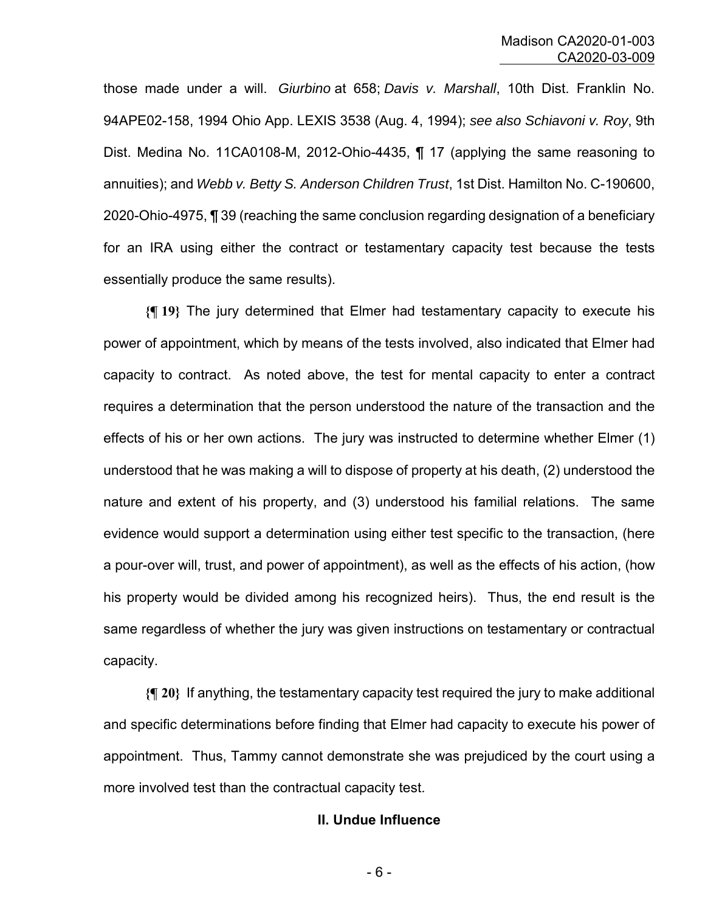those made under a will. *Giurbino* at 658; *Davis v. Marshall*, 10th Dist. Franklin No. 94APE02-158, 1994 Ohio App. LEXIS 3538 (Aug. 4, 1994); *see also Schiavoni v. Roy*, 9th Dist. Medina No. 11CA0108-M, 2012-Ohio-4435, ¶ 17 (applying the same reasoning to annuities); and *Webb v. Betty S. Anderson Children Trust*, 1st Dist. Hamilton No. C-190600, 2020-Ohio-4975, ¶ 39 (reaching the same conclusion regarding designation of a beneficiary for an IRA using either the contract or testamentary capacity test because the tests essentially produce the same results).

**{¶ 19}** The jury determined that Elmer had testamentary capacity to execute his power of appointment, which by means of the tests involved, also indicated that Elmer had capacity to contract. As noted above, the test for mental capacity to enter a contract requires a determination that the person understood the nature of the transaction and the effects of his or her own actions. The jury was instructed to determine whether Elmer (1) understood that he was making a will to dispose of property at his death, (2) understood the nature and extent of his property, and (3) understood his familial relations. The same evidence would support a determination using either test specific to the transaction, (here a pour-over will, trust, and power of appointment), as well as the effects of his action, (how his property would be divided among his recognized heirs). Thus, the end result is the same regardless of whether the jury was given instructions on testamentary or contractual capacity.

**{¶ 20}** If anything, the testamentary capacity test required the jury to make additional and specific determinations before finding that Elmer had capacity to execute his power of appointment. Thus, Tammy cannot demonstrate she was prejudiced by the court using a more involved test than the contractual capacity test.

## II. Undue Influence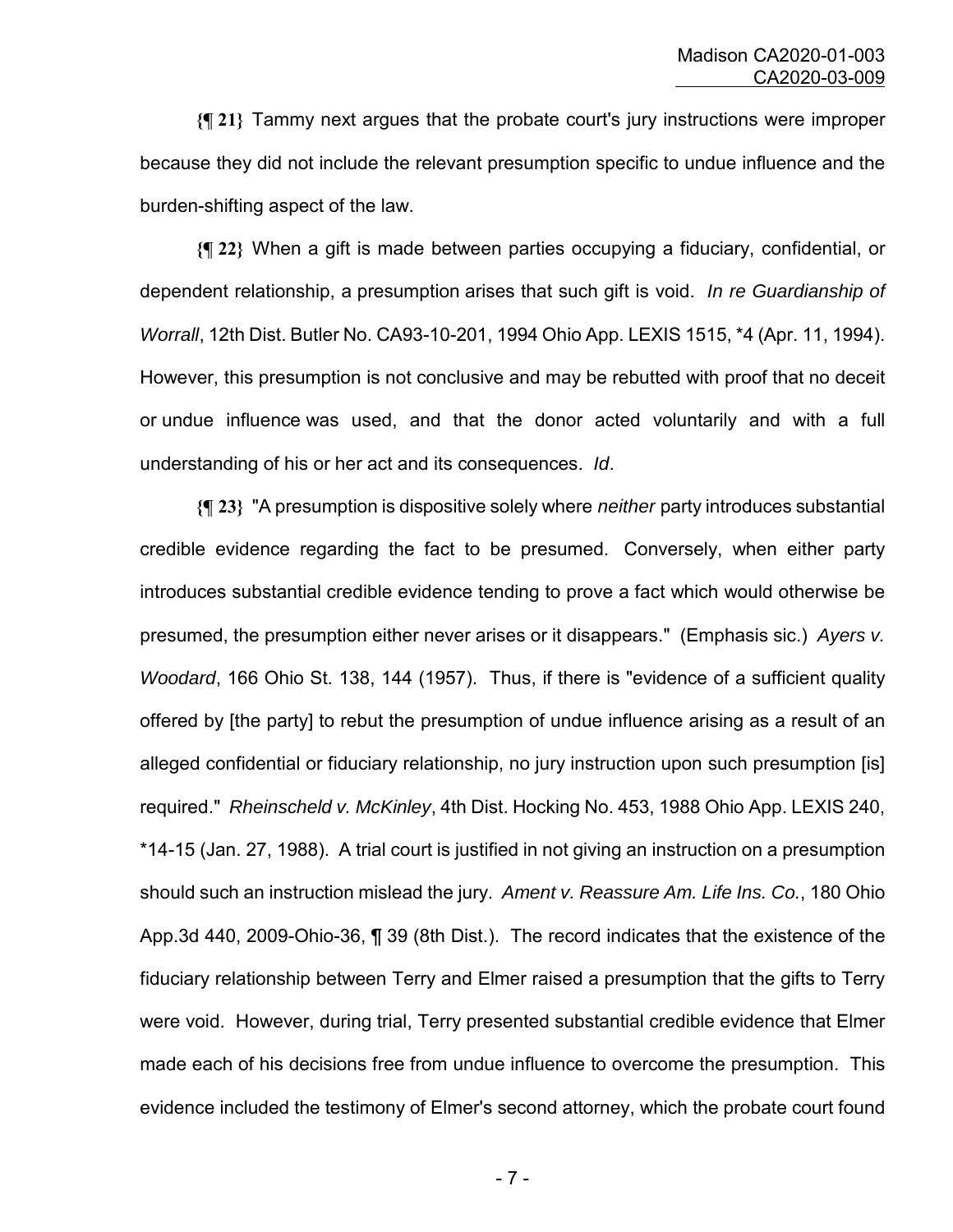**{¶ 21}** Tammy next argues that the probate court's jury instructions were improper because they did not include the relevant presumption specific to undue influence and the burden-shifting aspect of the law.

**{¶ 22}** When a gift is made between parties occupying a fiduciary, confidential, or dependent relationship, a presumption arises that such gift is void. *In re Guardianship of Worrall*, 12th Dist. Butler No. CA93-10-201, 1994 Ohio App. LEXIS 1515, *4 (Apr. 11, 1994). However, this presumption is not conclusive and may be rebutted with proof that no deceit or undue influence was used, and that the donor acted voluntarily and with a full understanding of his or her act and its consequences. *Id*.

**{¶ 23}** "A presumption is dispositive solely where *neither* party introduces substantial credible evidence regarding the fact to be presumed. Conversely, when either party introduces substantial credible evidence tending to prove a fact which would otherwise be presumed, the presumption either never arises or it disappears." (Emphasis sic.) *Ayers v. Woodard*, 166 Ohio St. 138, 144 (1957). Thus, if there is "evidence of a sufficient quality offered by [the party] to rebut the presumption of undue influence arising as a result of an alleged confidential or fiduciary relationship, no jury instruction upon such presumption [is] required." *Rheinscheld v. McKinley*, 4th Dist. Hocking No. 453, 1988 Ohio App. LEXIS 240, *14-15 (Jan. 27, 1988). A trial court is justified in not giving an instruction on a presumption should such an instruction mislead the jury. *Ament v. Reassure Am. Life Ins. Co.*, 180 Ohio App.3d 440, 2009-Ohio-36, ¶ 39 (8th Dist.). The record indicates that the existence of the fiduciary relationship between Terry and Elmer raised a presumption that the gifts to Terry were void. However, during trial, Terry presented substantial credible evidence that Elmer made each of his decisions free from undue influence to overcome the presumption. This evidence included the testimony of Elmer's second attorney, which the probate court found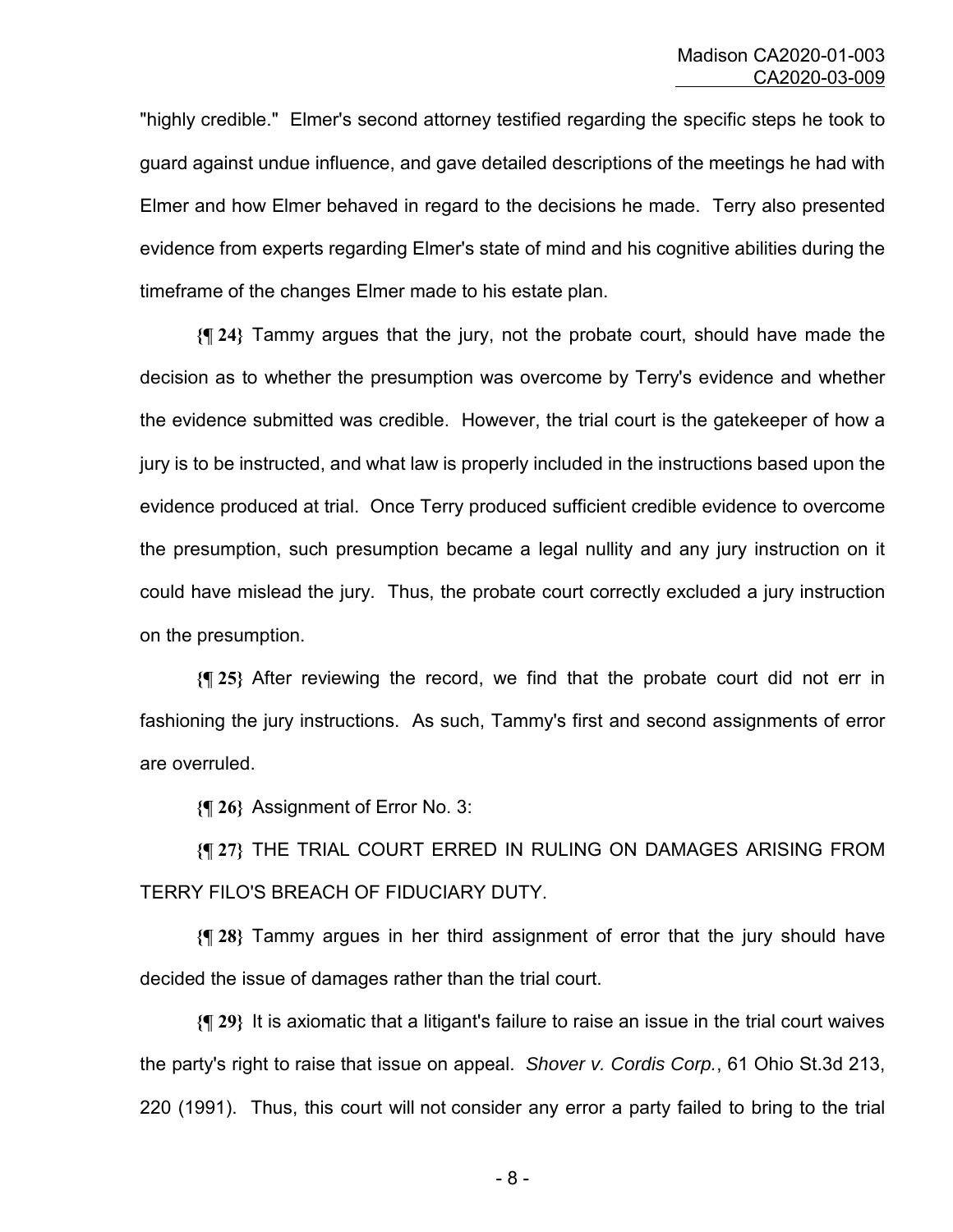"highly credible." Elmer's second attorney testified regarding the specific steps he took to guard against undue influence, and gave detailed descriptions of the meetings he had with Elmer and how Elmer behaved in regard to the decisions he made. Terry also presented evidence from experts regarding Elmer's state of mind and his cognitive abilities during the timeframe of the changes Elmer made to his estate plan.

**{¶ 24}** Tammy argues that the jury, not the probate court, should have made the decision as to whether the presumption was overcome by Terry's evidence and whether the evidence submitted was credible. However, the trial court is the gatekeeper of how a jury is to be instructed, and what law is properly included in the instructions based upon the evidence produced at trial. Once Terry produced sufficient credible evidence to overcome the presumption, such presumption became a legal nullity and any jury instruction on it could have mislead the jury. Thus, the probate court correctly excluded a jury instruction on the presumption.

**{¶ 25}** After reviewing the record, we find that the probate court did not err in fashioning the jury instructions. As such, Tammy's first and second assignments of error are overruled.

**{¶ 26}** Assignment of Error No. 3:

**{¶ 27}** THE TRIAL COURT ERRED IN RULING ON DAMAGES ARISING FROM TERRY FILO'S BREACH OF FIDUCIARY DUTY.

**{¶ 28}** Tammy argues in her third assignment of error that the jury should have decided the issue of damages rather than the trial court.

**{¶ 29}** It is axiomatic that a litigant's failure to raise an issue in the trial court waives the party's right to raise that issue on appeal. *Shover v. Cordis Corp.*, 61 Ohio St.3d 213, 220 (1991). Thus, this court will not consider any error a party failed to bring to the trial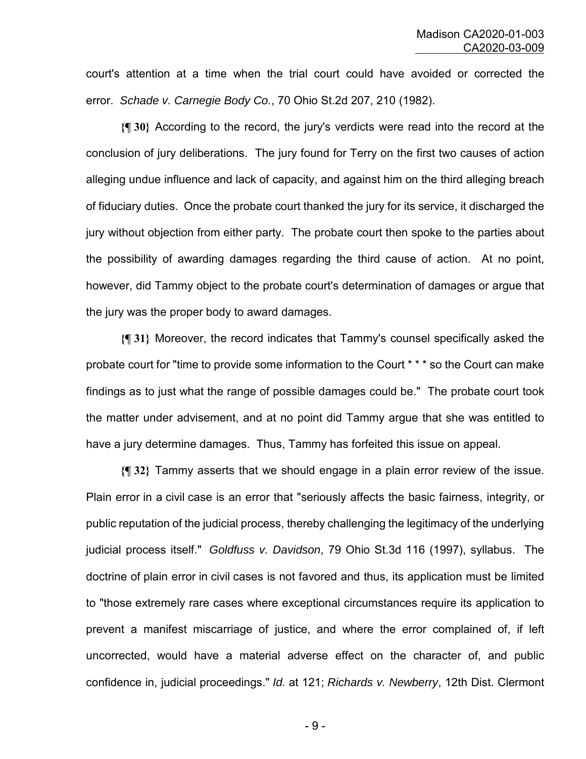court's attention at a time when the trial court could have avoided or corrected the error. *Schade v. Carnegie Body Co.*, 70 Ohio St.2d 207, 210 (1982).

**{¶ 30}** According to the record, the jury's verdicts were read into the record at the conclusion of jury deliberations. The jury found for Terry on the first two causes of action alleging undue influence and lack of capacity, and against him on the third alleging breach of fiduciary duties. Once the probate court thanked the jury for its service, it discharged the jury without objection from either party. The probate court then spoke to the parties about the possibility of awarding damages regarding the third cause of action. At no point, however, did Tammy object to the probate court's determination of damages or argue that the jury was the proper body to award damages.

**{¶ 31}** Moreover, the record indicates that Tammy's counsel specifically asked the probate court for "time to provide some information to the Court * * * so the Court can make findings as to just what the range of possible damages could be." The probate court took the matter under advisement, and at no point did Tammy argue that she was entitled to have a jury determine damages. Thus, Tammy has forfeited this issue on appeal.

**{¶ 32}** Tammy asserts that we should engage in a plain error review of the issue. Plain error in a civil case is an error that "seriously affects the basic fairness, integrity, or public reputation of the judicial process, thereby challenging the legitimacy of the underlying judicial process itself." *Goldfuss v. Davidson*, 79 Ohio St.3d 116 (1997), syllabus. The doctrine of plain error in civil cases is not favored and thus, its application must be limited to "those extremely rare cases where exceptional circumstances require its application to prevent a manifest miscarriage of justice, and where the error complained of, if left uncorrected, would have a material adverse effect on the character of, and public confidence in, judicial proceedings." *Id.* at 121; *Richards v. Newberry*, 12th Dist. Clermont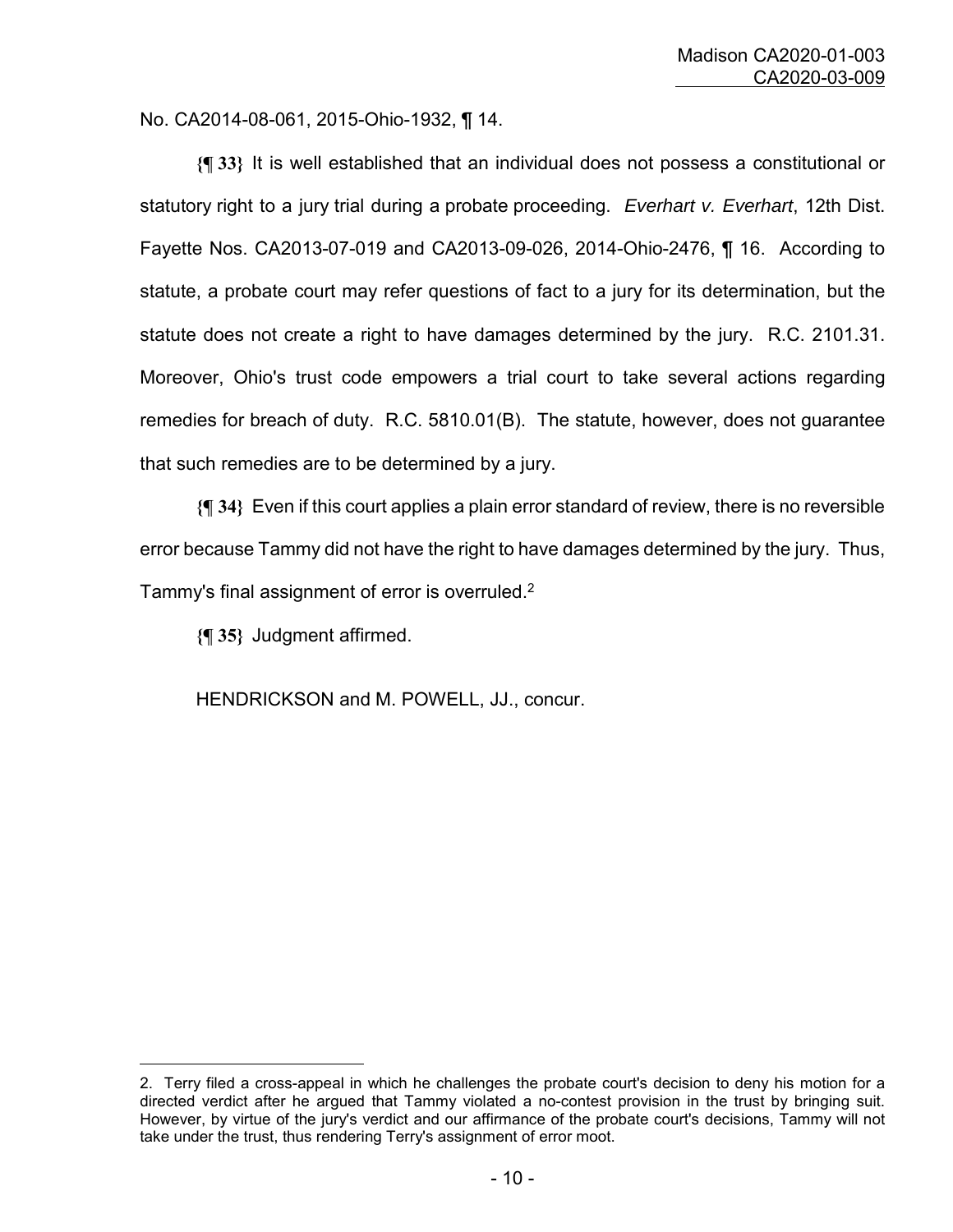No. CA2014-08-061, 2015-Ohio-1932, ¶ 14.

**{¶ 33}** It is well established that an individual does not possess a constitutional or statutory right to a jury trial during a probate proceeding. *Everhart v. Everhart*, 12th Dist. Fayette Nos. CA2013-07-019 and CA2013-09-026, 2014-Ohio-2476, ¶ 16. According to statute, a probate court may refer questions of fact to a jury for its determination, but the statute does not create a right to have damages determined by the jury. R.C. 2101.31. Moreover, Ohio's trust code empowers a trial court to take several actions regarding remedies for breach of duty. R.C. 5810.01(B). The statute, however, does not guarantee that such remedies are to be determined by a jury.

**{¶ 34}** Even if this court applies a plain error standard of review, there is no reversible error because Tammy did not have the right to have damages determined by the jury. Thus, Tammy's final assignment of error is overruled.[2]

**{¶ 35}** Judgment affirmed.

HENDRICKSON and M. POWELL, JJ., concur.

---

2. Terry filed a cross-appeal in which he challenges the probate court's decision to deny his motion for a directed verdict after he argued that Tammy violated a no-contest provision in the trust by bringing suit. However, by virtue of the jury's verdict and our affirmance of the probate court's decisions, Tammy will not take under the trust, thus rendering Terry's assignment of error moot.